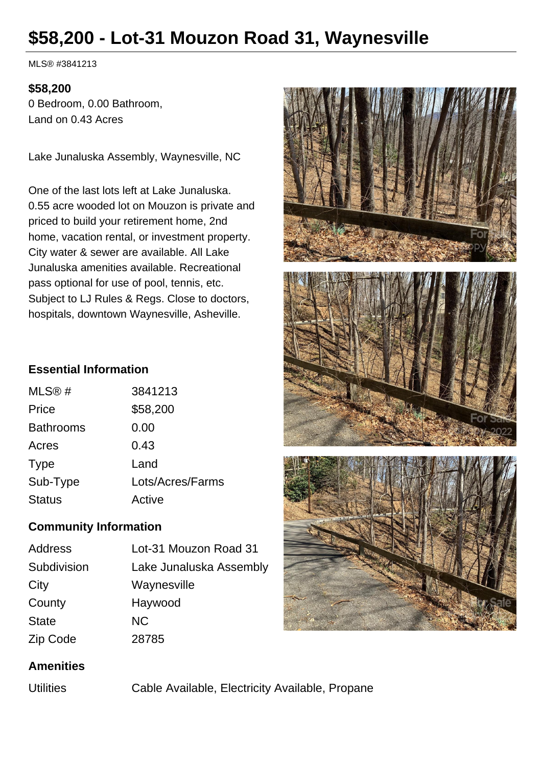# $58,200 - Lot-31 Mouzon Road 31, Waynesville

MLS® #3841213

**$58,200**
0 Bedroom, 0.00 Bathroom,
Land on 0.43 Acres

Lake Junaluska Assembly, Waynesville, NC

One of the last lots left at Lake Junaluska. 0.55 acre wooded lot on Mouzon is private and priced to build your retirement home, 2nd home, vacation rental, or investment property. City water & sewer are available. All Lake Junaluska amenities available. Recreational pass optional for use of pool, tennis, etc. Subject to LJ Rules & Regs. Close to doctors, hospitals, downtown Waynesville, Asheville.

### Essential Information

| | |
|---|---|
| MLS® # | 3841213 |
| Price | $58,200 |
| Bathrooms | 0.00 |
| Acres | 0.43 |
| Type | Land |
| Sub-Type | Lots/Acres/Farms |
| Status | Active |

### Community Information

| | |
|---|---|
| Address | Lot-31 Mouzon Road 31 |
| Subdivision | Lake Junaluska Assembly |
| City | Waynesville |
| County | Haywood |
| State | NC |
| Zip Code | 28785 |

### Amenities

| | |
|---|---|
| Utilities | Cable Available, Electricity Available, Propane |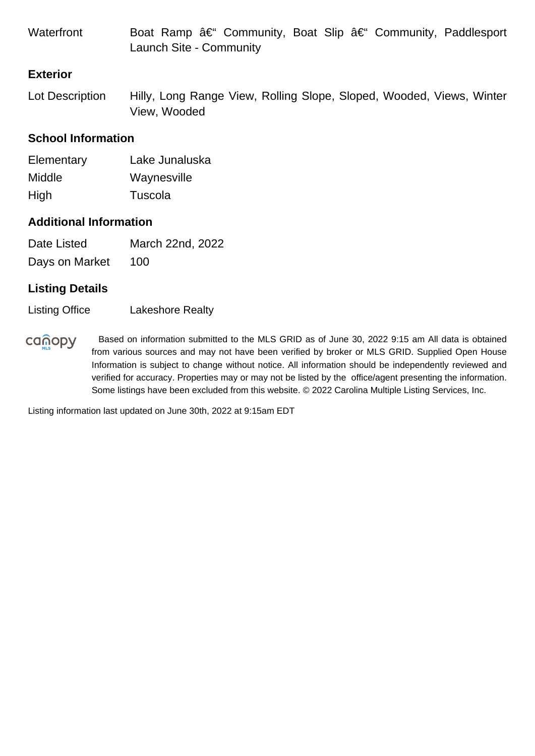| | |
|---|---|
| Waterfront | Boat Ramp â€" Community, Boat Slip â€" Community, Paddlesport Launch Site - Community |

### Exterior

| | |
|---|---|
| Lot Description | Hilly, Long Range View, Rolling Slope, Sloped, Wooded, Views, Winter View, Wooded |

### School Information

| | |
|---|---|
| Elementary | Lake Junaluska |
| Middle | Waynesville |
| High | Tuscola |

### Additional Information

| | |
|---|---|
| Date Listed | March 22nd, 2022 |
| Days on Market | 100 |

### Listing Details

| | |
|---|---|
| Listing Office | Lakeshore Realty |

canopy MLS

Based on information submitted to the MLS GRID as of June 30, 2022 9:15 am All data is obtained from various sources and may not have been verified by broker or MLS GRID. Supplied Open House Information is subject to change without notice. All information should be independently reviewed and verified for accuracy. Properties may or may not be listed by the office/agent presenting the information. Some listings have been excluded from this website. © 2022 Carolina Multiple Listing Services, Inc.

Listing information last updated on June 30th, 2022 at 9:15am EDT